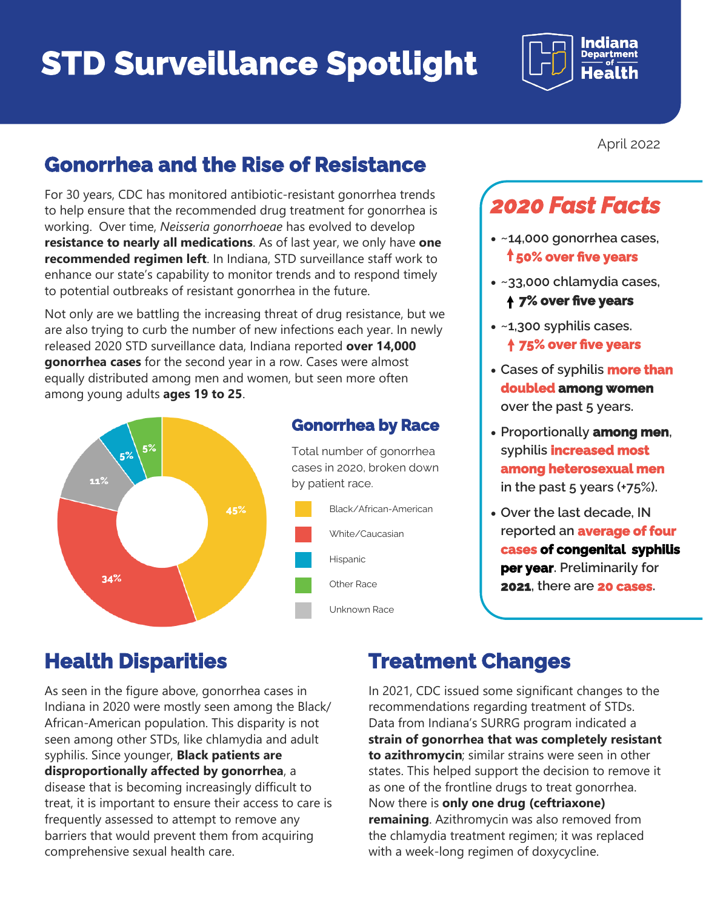# STD Surveillance Spotlight

Indiana Department of Health

April 2022

## Gonorrhea and the Rise of Resistance

For 30 years, CDC has monitored antibiotic-resistant gonorrhea trends to help ensure that the recommended drug treatment for gonorrhea is working. Over time, *Neisseria gonorrhoeae* has evolved to develop **resistance to nearly all medications**. As of last year, we only have **one recommended regimen left**. In Indiana, STD surveillance staff work to enhance our state's capability to monitor trends and to respond timely to potential outbreaks of resistant gonorrhea in the future.

Not only are we battling the increasing threat of drug resistance, but we are also trying to curb the number of new infections each year. In newly released 2020 STD surveillance data, Indiana reported **over 14,000 gonorrhea cases** for the second year in a row. Cases were almost equally distributed among men and women, but seen more often among young adults **ages 19 to 25**.

### Gonorrhea by Race

Total number of gonorrhea cases in 2020, broken down by patient race.

| Race | Percent |
|---|---|
| Black/African-American | 45% |
| White/Caucasian | 34% |
| Hispanic | 5% |
| Other Race | 5% |
| Unknown Race | 11% |

## 2020 Fast Facts

- ~14,000 gonorrhea cases, ↑ **50% over five years**
- ~33,000 chlamydia cases, ↑ **7% over five years**
- ~1,300 syphilis cases. ↑ **75% over five years**
- Cases of syphilis **more than doubled among women** over the past 5 years.
- Proportionally **among men**, syphilis **increased most among heterosexual men** in the past 5 years (+75%).
- Over the last decade, IN reported an **average of four cases of congenital syphilis per year**. Preliminarily for **2021**, there are **20 cases**.

## Health Disparities

As seen in the figure above, gonorrhea cases in Indiana in 2020 were mostly seen among the Black/African-American population. This disparity is not seen among other STDs, like chlamydia and adult syphilis. Since younger, **Black patients are disproportionally affected by gonorrhea**, a disease that is becoming increasingly difficult to treat, it is important to ensure their access to care is frequently assessed to attempt to remove any barriers that would prevent them from acquiring comprehensive sexual health care.

## Treatment Changes

In 2021, CDC issued some significant changes to the recommendations regarding treatment of STDs. Data from Indiana's SURRG program indicated a **strain of gonorrhea that was completely resistant to azithromycin**; similar strains were seen in other states. This helped support the decision to remove it as one of the frontline drugs to treat gonorrhea. Now there is **only one drug (ceftriaxone) remaining**. Azithromycin was also removed from the chlamydia treatment regimen; it was replaced with a week-long regimen of doxycycline.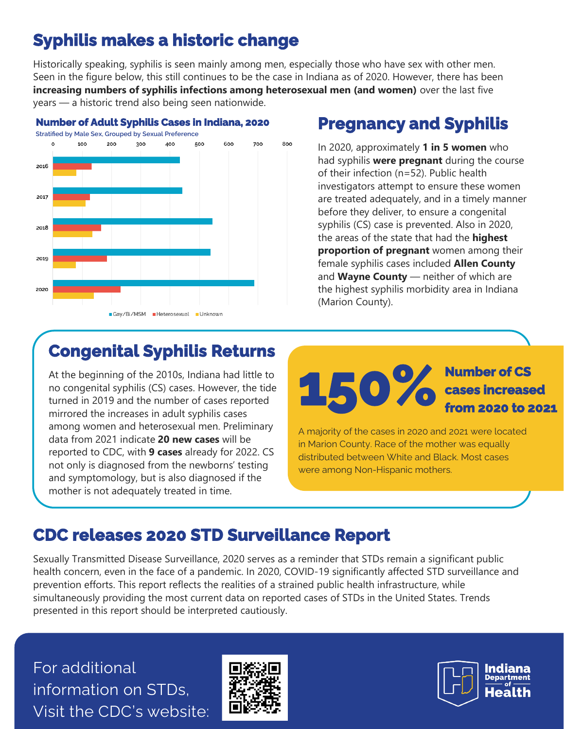# Syphilis makes a historic change

Historically speaking, syphilis is seen mainly among men, especially those who have sex with other men. Seen in the figure below, this still continues to be the case in Indiana as of 2020. However, there has been **increasing numbers of syphilis infections among heterosexual men (and women)** over the last five years — a historic trend also being seen nationwide.

**Number of Adult Syphilis Cases in Indiana, 2020**

Stratified by Male Sex, Grouped by Sexual Preference

0 100 200 300 400 500 600 700 800

2016

2017

2018

2019

2020

Gay/Bi/MSM Heterosexual Unknown

## Pregnancy and Syphilis

In 2020, approximately **1 in 5 women** who had syphilis **were pregnant** during the course of their infection (n=52). Public health investigators attempt to ensure these women are treated adequately, and in a timely manner before they deliver, to ensure a congenital syphilis (CS) case is prevented. Also in 2020, the areas of the state that had the **highest proportion of pregnant** women among their female syphilis cases included **Allen County** and **Wayne County** — neither of which are the highest syphilis morbidity area in Indiana (Marion County).

## Congenital Syphilis Returns

At the beginning of the 2010s, Indiana had little to no congenital syphilis (CS) cases. However, the tide turned in 2019 and the number of cases reported mirrored the increases in adult syphilis cases among women and heterosexual men. Preliminary data from 2021 indicate **20 new cases** will be reported to CDC, with **9 cases** already for 2022. CS not only is diagnosed from the newborns' testing and symptomology, but is also diagnosed if the mother is not adequately treated in time.

**150%** **Number of CS cases increased from 2020 to 2021**

A majority of the cases in 2020 and 2021 were located in Marion County. Race of the mother was equally distributed between White and Black. Most cases were among Non-Hispanic mothers.

# CDC releases 2020 STD Surveillance Report

Sexually Transmitted Disease Surveillance, 2020 serves as a reminder that STDs remain a significant public health concern, even in the face of a pandemic. In 2020, COVID-19 significantly affected STD surveillance and prevention efforts. This report reflects the realities of a strained public health infrastructure, while simultaneously providing the most current data on reported cases of STDs in the United States. Trends presented in this report should be interpreted cautiously.

For additional information on STDs, Visit the CDC's website:

Indiana Department of Health